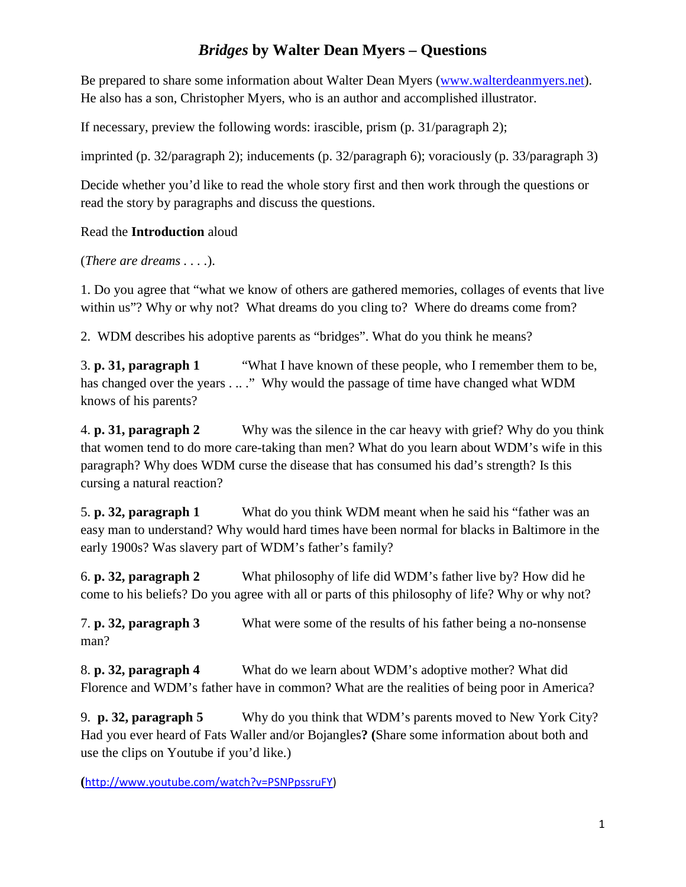# *Bridges* by Walter Dean Myers – Questions

Be prepared to share some information about Walter Dean Myers (www.walterdeanmyers.net). He also has a son, Christopher Myers, who is an author and accomplished illustrator.

If necessary, preview the following words: irascible, prism (p. 31/paragraph 2);

imprinted (p. 32/paragraph 2); inducements (p. 32/paragraph 6); voraciously (p. 33/paragraph 3)

Decide whether you'd like to read the whole story first and then work through the questions or read the story by paragraphs and discuss the questions.

Read the **Introduction** aloud

(*There are dreams* . . . .).

1. Do you agree that "what we know of others are gathered memories, collages of events that live within us"? Why or why not? What dreams do you cling to? Where do dreams come from?

2. WDM describes his adoptive parents as "bridges". What do you think he means?

3. **p. 31, paragraph 1** "What I have known of these people, who I remember them to be, has changed over the years . .. ." Why would the passage of time have changed what WDM knows of his parents?

4. **p. 31, paragraph 2** Why was the silence in the car heavy with grief? Why do you think that women tend to do more care-taking than men? What do you learn about WDM's wife in this paragraph? Why does WDM curse the disease that has consumed his dad's strength? Is this cursing a natural reaction?

5. **p. 32, paragraph 1** What do you think WDM meant when he said his "father was an easy man to understand? Why would hard times have been normal for blacks in Baltimore in the early 1900s? Was slavery part of WDM's father's family?

6. **p. 32, paragraph 2** What philosophy of life did WDM's father live by? How did he come to his beliefs? Do you agree with all or parts of this philosophy of life? Why or why not?

7. **p. 32, paragraph 3** What were some of the results of his father being a no-nonsense man?

8. **p. 32, paragraph 4** What do we learn about WDM's adoptive mother? What did Florence and WDM's father have in common? What are the realities of being poor in America?

9. **p. 32, paragraph 5** Why do you think that WDM's parents moved to New York City? Had you ever heard of Fats Waller and/or Bojangles**? (**Share some information about both and use the clips on Youtube if you'd like.)

**(**http://www.youtube.com/watch?v=PSNPpssruFY)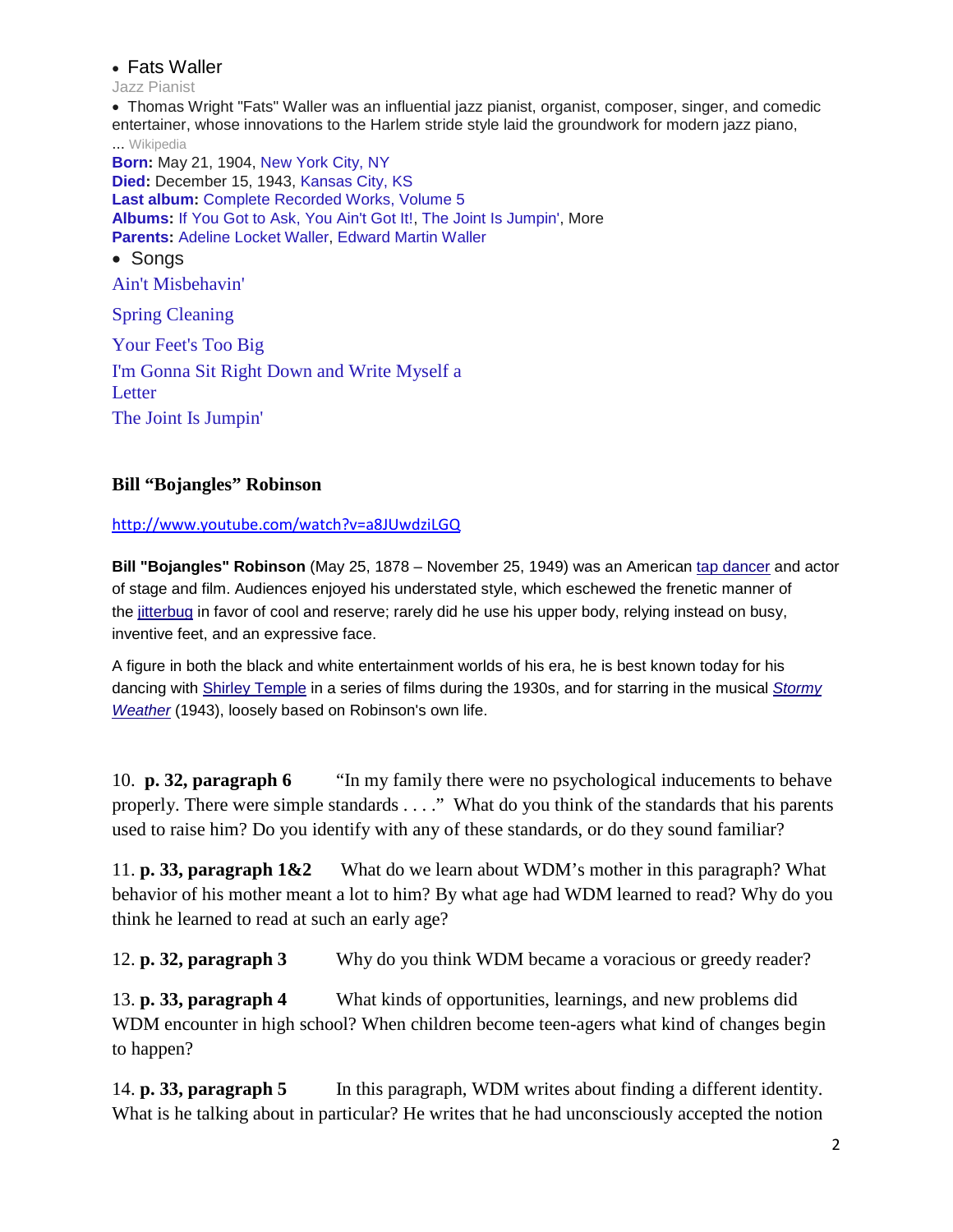- Fats Waller

Jazz Pianist

- Thomas Wright "Fats" Waller was an influential jazz pianist, organist, composer, singer, and comedic entertainer, whose innovations to the Harlem stride style laid the groundwork for modern jazz piano, ... Wikipedia

**Born:** May 21, 1904, New York City, NY
**Died:** December 15, 1943, Kansas City, KS
**Last album:** Complete Recorded Works, Volume 5
**Albums:** If You Got to Ask, You Ain't Got It!, The Joint Is Jumpin', More
**Parents:** Adeline Locket Waller, Edward Martin Waller

- Songs

Ain't Misbehavin'

Spring Cleaning

Your Feet's Too Big

I'm Gonna Sit Right Down and Write Myself a Letter

The Joint Is Jumpin'

**Bill "Bojangles" Robinson**

http://www.youtube.com/watch?v=a8JUwdziLGQ

**Bill "Bojangles" Robinson** (May 25, 1878 – November 25, 1949) was an American tap dancer and actor of stage and film. Audiences enjoyed his understated style, which eschewed the frenetic manner of the jitterbug in favor of cool and reserve; rarely did he use his upper body, relying instead on busy, inventive feet, and an expressive face.

A figure in both the black and white entertainment worlds of his era, he is best known today for his dancing with Shirley Temple in a series of films during the 1930s, and for starring in the musical *Stormy Weather* (1943), loosely based on Robinson's own life.

10. **p. 32, paragraph 6** "In my family there were no psychological inducements to behave properly. There were simple standards . . . ." What do you think of the standards that his parents used to raise him? Do you identify with any of these standards, or do they sound familiar?

11. **p. 33, paragraph 1&2** What do we learn about WDM's mother in this paragraph? What behavior of his mother meant a lot to him? By what age had WDM learned to read? Why do you think he learned to read at such an early age?

12. **p. 32, paragraph 3** Why do you think WDM became a voracious or greedy reader?

13. **p. 33, paragraph 4** What kinds of opportunities, learnings, and new problems did WDM encounter in high school? When children become teen-agers what kind of changes begin to happen?

14. **p. 33, paragraph 5** In this paragraph, WDM writes about finding a different identity. What is he talking about in particular? He writes that he had unconsciously accepted the notion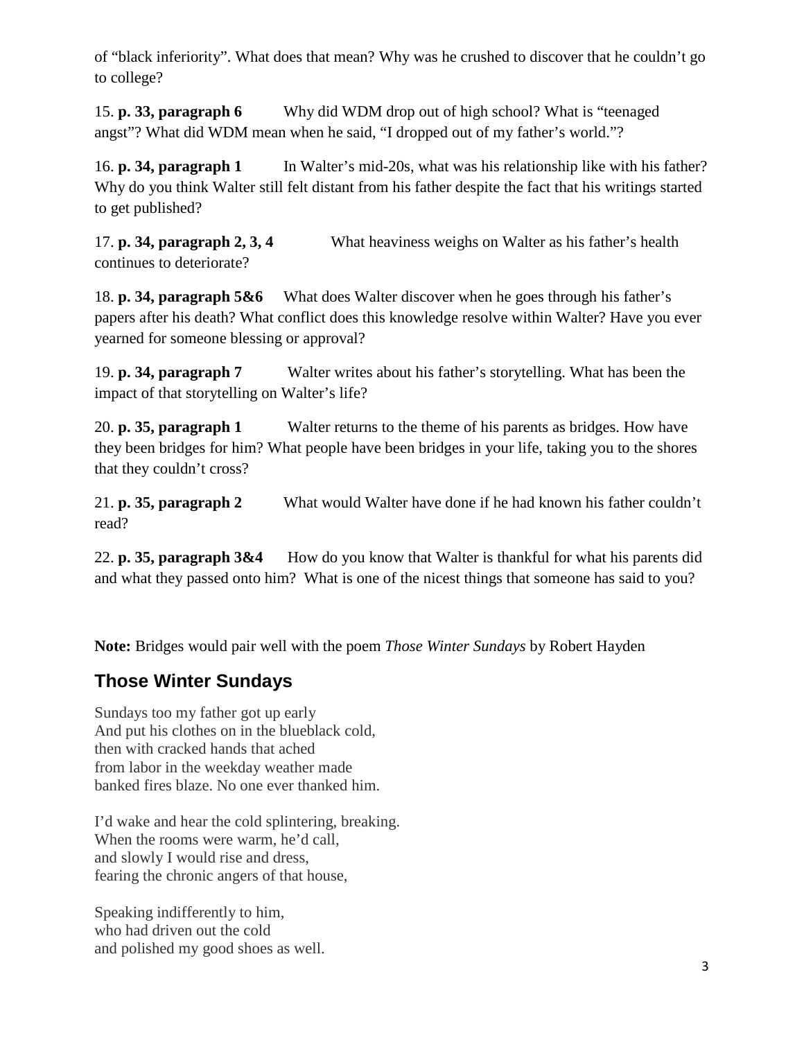of "black inferiority". What does that mean? Why was he crushed to discover that he couldn't go to college?

15. **p. 33, paragraph 6** Why did WDM drop out of high school? What is "teenaged angst"? What did WDM mean when he said, "I dropped out of my father's world."?

16. **p. 34, paragraph 1** In Walter's mid-20s, what was his relationship like with his father? Why do you think Walter still felt distant from his father despite the fact that his writings started to get published?

17. **p. 34, paragraph 2, 3, 4** What heaviness weighs on Walter as his father's health continues to deteriorate?

18. **p. 34, paragraph 5&6** What does Walter discover when he goes through his father's papers after his death? What conflict does this knowledge resolve within Walter? Have you ever yearned for someone blessing or approval?

19. **p. 34, paragraph 7** Walter writes about his father's storytelling. What has been the impact of that storytelling on Walter's life?

20. **p. 35, paragraph 1** Walter returns to the theme of his parents as bridges. How have they been bridges for him? What people have been bridges in your life, taking you to the shores that they couldn't cross?

21. **p. 35, paragraph 2** What would Walter have done if he had known his father couldn't read?

22. **p. 35, paragraph 3&4** How do you know that Walter is thankful for what his parents did and what they passed onto him? What is one of the nicest things that someone has said to you?

**Note:** Bridges would pair well with the poem *Those Winter Sundays* by Robert Hayden

## Those Winter Sundays

Sundays too my father got up early
And put his clothes on in the blueblack cold,
then with cracked hands that ached
from labor in the weekday weather made
banked fires blaze. No one ever thanked him.

I'd wake and hear the cold splintering, breaking.
When the rooms were warm, he'd call,
and slowly I would rise and dress,
fearing the chronic angers of that house,

Speaking indifferently to him,
who had driven out the cold
and polished my good shoes as well.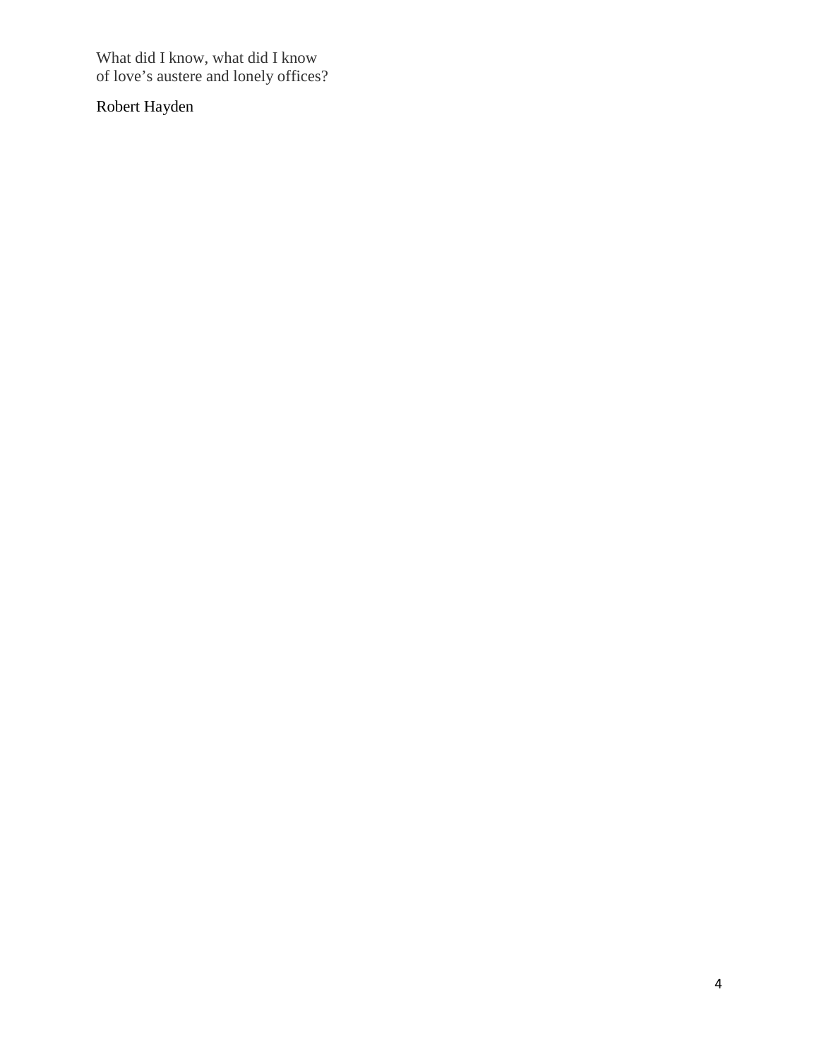What did I know, what did I know
of love's austere and lonely offices?

Robert Hayden